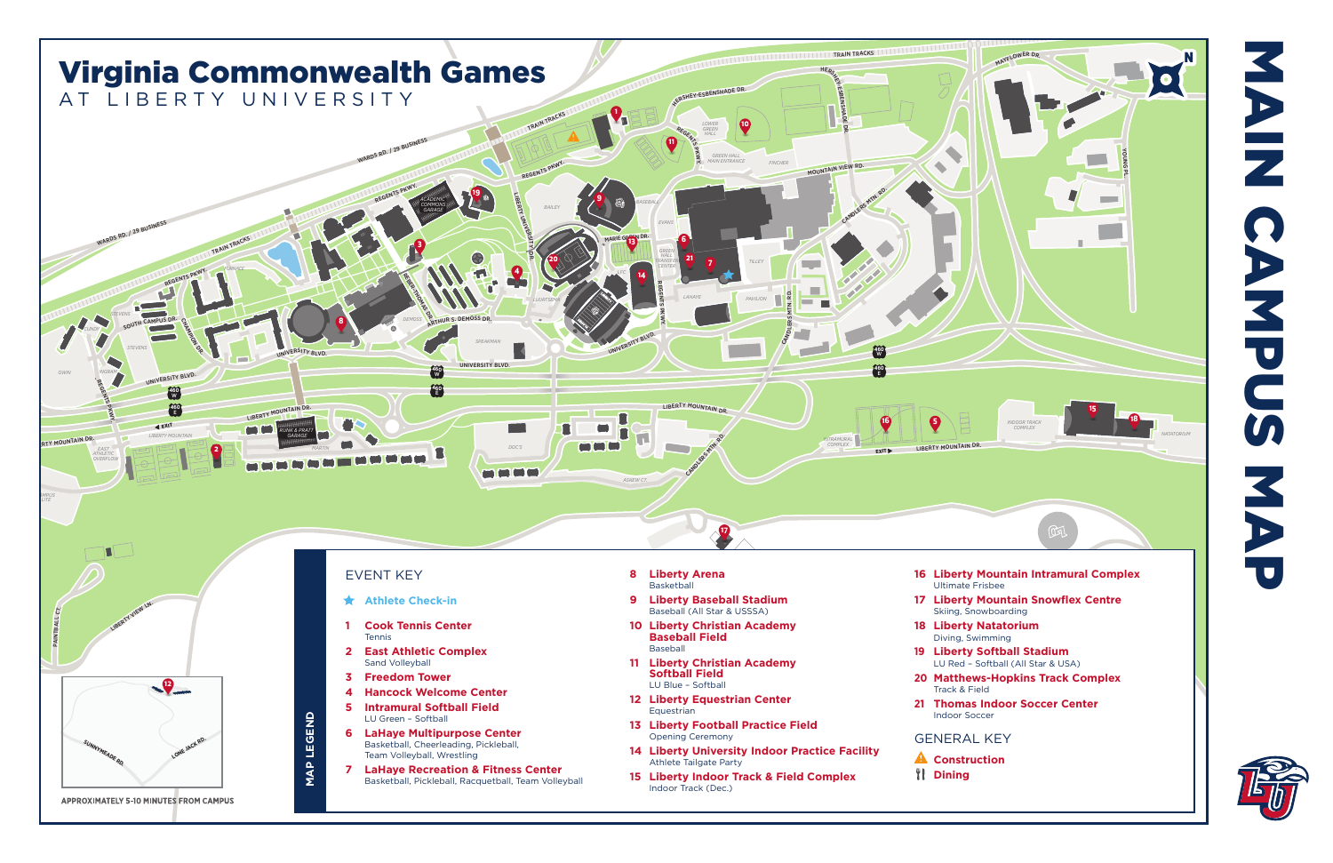# Virginia Commonwealth Games

AT LIBERTY UNIVERSITY

# MAIN CAMPUS MAP

## MAP LEGEND

### EVENT KEY

★ **Athlete Check-in**

1. **Cook Tennis Center**
   Tennis
2. **East Athletic Complex**
   Sand Volleyball
3. **Freedom Tower**
4. **Hancock Welcome Center**
5. **Intramural Softball Field**
   LU Green – Softball
6. **LaHaye Multipurpose Center**
   Basketball, Cheerleading, Pickleball, Team Volleyball, Wrestling
7. **LaHaye Recreation & Fitness Center**
   Basketball, Pickleball, Racquetball, Team Volleyball
8. **Liberty Arena**
   Basketball
9. **Liberty Baseball Stadium**
   Baseball (All Star & USSSA)
10. **Liberty Christian Academy Baseball Field**
    Baseball
11. **Liberty Christian Academy Softball Field**
    LU Blue – Softball
12. **Liberty Equestrian Center**
    Equestrian
13. **Liberty Football Practice Field**
    Opening Ceremony
14. **Liberty University Indoor Practice Facility**
    Athlete Tailgate Party
15. **Liberty Indoor Track & Field Complex**
    Indoor Track (Dec.)
16. **Liberty Mountain Intramural Complex**
    Ultimate Frisbee
17. **Liberty Mountain Snowflex Centre**
    Skiing, Snowboarding
18. **Liberty Natatorium**
    Diving, Swimming
19. **Liberty Softball Stadium**
    LU Red – Softball (All Star & USA)
20. **Matthews-Hopkins Track Complex**
    Track & Field
21. **Thomas Indoor Soccer Center**
    Indoor Soccer

### GENERAL KEY

- **Construction**
- **Dining**

APPROXIMATELY 5-10 MINUTES FROM CAMPUS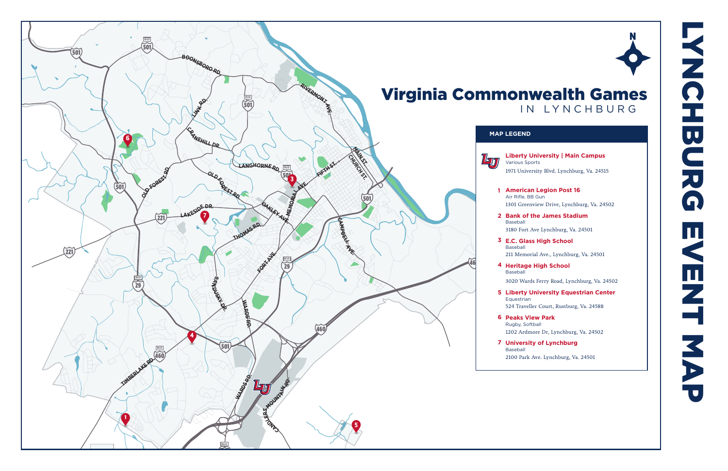# LYNCHBURG EVENT MAP

## Virginia Commonwealth Games

IN LYNCHBURG

### MAP LEGEND

**Liberty University | Main Campus**
Various Sports
1971 University Blvd. Lynchburg, Va. 24515

1. **American Legion Post 16**
   Air Rifle, BB Gun
   1301 Greenview Drive, Lynchburg, Va. 24502
2. **Bank of the James Stadium**
   Baseball
   3180 Fort Ave Lynchburg, Va. 24501
3. **E.C. Glass High School**
   Baseball
   211 Memorial Ave., Lynchburg, Va. 24501
4. **Heritage High School**
   Baseball
   3020 Wards Ferry Road, Lynchburg, Va. 24502
5. **Liberty University Equestrian Center**
   Equestrian
   524 Traveller Court, Rustburg, Va. 24588
6. **Peaks View Park**
   Rugby, Softball
   1202 Ardmore Dr, Lynchburg, Va. 24502
7. **University of Lynchburg**
   Baseball
   2100 Park Ave. Lynchburg, Va. 24501

N

BUS 501
501
BOONSBORO RD.
RIVERMONT AVE.
BUS 501
LINK RD.
CRANEHILL DR.
501
OLD FOREST RD.
OLD FOREST RD.
LANGHORNE RD.
BUS 501
FIFTH ST.
MAIN ST.
CHURCH ST.
MEMORIAL AVE.
501
221
LAKESIDE DR.
OAKLEY AVE.
THOMAS RD.
CAMPBELL AVE.
221
FORT AVE.
BUS 29
BUS 29
460
SANDUSKY DR.
WARDS RD.
460
501
BUS 460
TIMBERLAKE RD.
WARDS RD.
MOUNTAIN RD.
CANDLERS
BUS